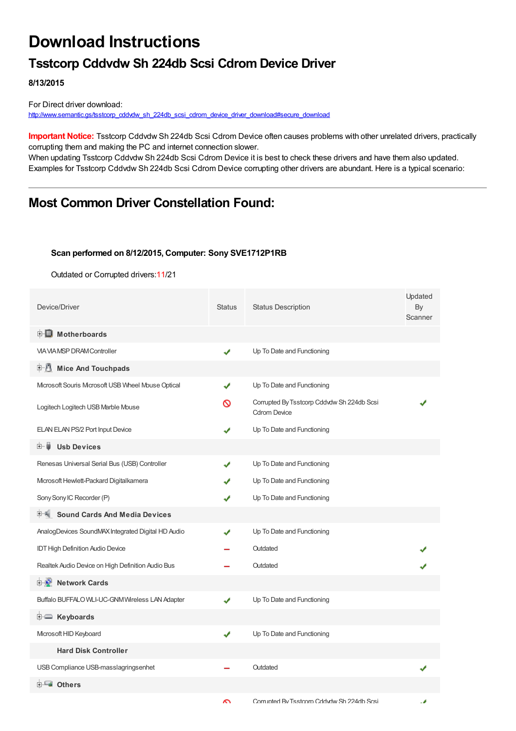# Download Instructions

## Tsstcorp Cddvdw Sh 224db Scsi Cdrom Device Driver

**8/13/2015**

For Direct driver download:
http://www.semantic.gs/tsstcorp_cddvdw_sh_224db_scsi_cdrom_device_driver_download#secure_download

**Important Notice:** Tsstcorp Cddvdw Sh 224db Scsi Cdrom Device often causes problems with other unrelated drivers, practically corrupting them and making the PC and internet connection slower.
When updating Tsstcorp Cddvdw Sh 224db Scsi Cdrom Device it is best to check these drivers and have them also updated. Examples for Tsstcorp Cddvdw Sh 224db Scsi Cdrom Device corrupting other drivers are abundant. Here is a typical scenario:

---

## Most Common Driver Constellation Found:

**Scan performed on 8/12/2015, Computer: Sony SVE1712P1RB**

Outdated or Corrupted drivers:11/21

| Device/Driver | Status | Status Description | Updated By Scanner |
|---|---|---|---|
| **Motherboards** | | | |
| VIA VIA MSP DRAM Controller | ✔ | Up To Date and Functioning | |
| **Mice And Touchpads** | | | |
| Microsoft Souris Microsoft USB Wheel Mouse Optical | ✔ | Up To Date and Functioning | |
| Logitech Logitech USB Marble Mouse | ⃠ | Corrupted By Tsstcorp Cddvdw Sh 224db Scsi Cdrom Device | ✔ |
| ELAN ELAN PS/2 Port Input Device | ✔ | Up To Date and Functioning | |
| **Usb Devices** | | | |
| Renesas Universal Serial Bus (USB) Controller | ✔ | Up To Date and Functioning | |
| Microsoft Hewlett-Packard Digitalkamera | ✔ | Up To Date and Functioning | |
| Sony Sony IC Recorder (P) | ✔ | Up To Date and Functioning | |
| **Sound Cards And Media Devices** | | | |
| AnalogDevices SoundMAX Integrated Digital HD Audio | ✔ | Up To Date and Functioning | |
| IDT High Definition Audio Device | – | Outdated | ✔ |
| Realtek Audio Device on High Definition Audio Bus | – | Outdated | ✔ |
| **Network Cards** | | | |
| Buffalo BUFFALO WLI-UC-GNM Wireless LAN Adapter | ✔ | Up To Date and Functioning | |
| **Keyboards** | | | |
| Microsoft HID Keyboard | ✔ | Up To Date and Functioning | |
| **Hard Disk Controller** | | | |
| USB Compliance USB-masslagringsenhet | – | Outdated | ✔ |
| **Others** | | | |
| | ⃠ | Corrupted By Tsstcorp Cddvdw Sh 224db Scsi | ✔ |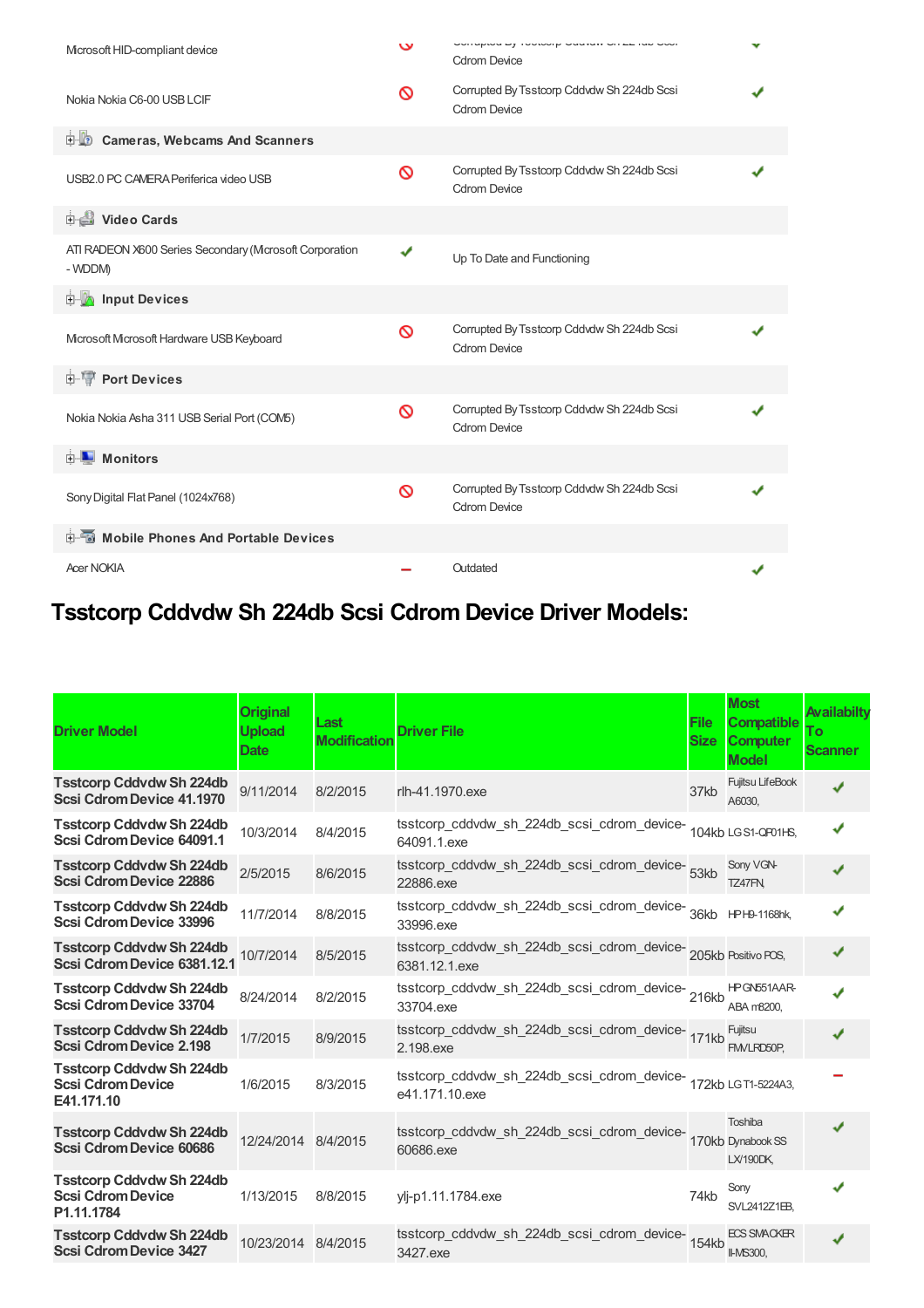| | | | |
|---|---|---|---|
| Microsoft HID-compliant device | ⊘ | Corrupted By Tsstcorp Cddvdw Sh 224db Scsi Cdrom Device | ✔ |
| Nokia Nokia C6-00 USB LCIF | ⊘ | Corrupted By Tsstcorp Cddvdw Sh 224db Scsi Cdrom Device | ✔ |
| **Cameras, Webcams And Scanners** | | | |
| USB2.0 PC CAMERA Periferica video USB | ⊘ | Corrupted By Tsstcorp Cddvdw Sh 224db Scsi Cdrom Device | ✔ |
| **Video Cards** | | | |
| ATI RADEON X600 Series Secondary (Microsoft Corporation - WDDM) | ✔ | Up To Date and Functioning | |
| **Input Devices** | | | |
| Microsoft Microsoft Hardware USB Keyboard | ⊘ | Corrupted By Tsstcorp Cddvdw Sh 224db Scsi Cdrom Device | ✔ |
| **Port Devices** | | | |
| Nokia Nokia Asha 311 USB Serial Port (COM5) | ⊘ | Corrupted By Tsstcorp Cddvdw Sh 224db Scsi Cdrom Device | ✔ |
| **Monitors** | | | |
| Sony Digital Flat Panel (1024x768) | ⊘ | Corrupted By Tsstcorp Cddvdw Sh 224db Scsi Cdrom Device | ✔ |
| **Mobile Phones And Portable Devices** | | | |
| Acer NOKIA | – | Outdated | ✔ |

# Tsstcorp Cddvdw Sh 224db Scsi Cdrom Device Driver Models:

| Driver Model | Original Upload Date | Last Modification | Driver File | File Size | Most Compatible Computer Model | Availabilty To Scanner |
|---|---|---|---|---|---|---|
| **Tsstcorp Cddvdw Sh 224db Scsi Cdrom Device 41.1970** | 9/11/2014 | 8/2/2015 | rlh-41.1970.exe | 37kb | Fujitsu LifeBook A6030, | ✔ |
| **Tsstcorp Cddvdw Sh 224db Scsi Cdrom Device 64091.1** | 10/3/2014 | 8/4/2015 | tsstcorp_cddvdw_sh_224db_scsi_cdrom_device-64091.1.exe | 104kb | LG S1-QF01HS, | ✔ |
| **Tsstcorp Cddvdw Sh 224db Scsi Cdrom Device 22886** | 2/5/2015 | 8/6/2015 | tsstcorp_cddvdw_sh_224db_scsi_cdrom_device-22886.exe | 53kb | Sony VGN-TZ47FN, | ✔ |
| **Tsstcorp Cddvdw Sh 224db Scsi Cdrom Device 33996** | 11/7/2014 | 8/8/2015 | tsstcorp_cddvdw_sh_224db_scsi_cdrom_device-33996.exe | 36kb | HP H9-1168hk, | ✔ |
| **Tsstcorp Cddvdw Sh 224db Scsi Cdrom Device 6381.12.1** | 10/7/2014 | 8/5/2015 | tsstcorp_cddvdw_sh_224db_scsi_cdrom_device-6381.12.1.exe | 205kb | Positivo POS, | ✔ |
| **Tsstcorp Cddvdw Sh 224db Scsi Cdrom Device 33704** | 8/24/2014 | 8/2/2015 | tsstcorp_cddvdw_sh_224db_scsi_cdrom_device-33704.exe | 216kb | HP GN551AAR-ABA m8200, | ✔ |
| **Tsstcorp Cddvdw Sh 224db Scsi Cdrom Device 2.198** | 1/7/2015 | 8/9/2015 | tsstcorp_cddvdw_sh_224db_scsi_cdrom_device-2.198.exe | 171kb | Fujitsu FMVLRD50P, | ✔ |
| **Tsstcorp Cddvdw Sh 224db Scsi Cdrom Device E41.171.10** | 1/6/2015 | 8/3/2015 | tsstcorp_cddvdw_sh_224db_scsi_cdrom_device-e41.171.10.exe | 172kb | LG T1-5224A3, | – |
| **Tsstcorp Cddvdw Sh 224db Scsi Cdrom Device 60686** | 12/24/2014 | 8/4/2015 | tsstcorp_cddvdw_sh_224db_scsi_cdrom_device-60686.exe | 170kb | Toshiba Dynabook SS LX/190DK, | ✔ |
| **Tsstcorp Cddvdw Sh 224db Scsi Cdrom Device P1.11.1784** | 1/13/2015 | 8/8/2015 | ylj-p1.11.1784.exe | 74kb | Sony SVL2412Z1EB, | ✔ |
| **Tsstcorp Cddvdw Sh 224db Scsi Cdrom Device 3427** | 10/23/2014 | 8/4/2015 | tsstcorp_cddvdw_sh_224db_scsi_cdrom_device-3427.exe | 154kb | ECS SMACKER II-MS300, | ✔ |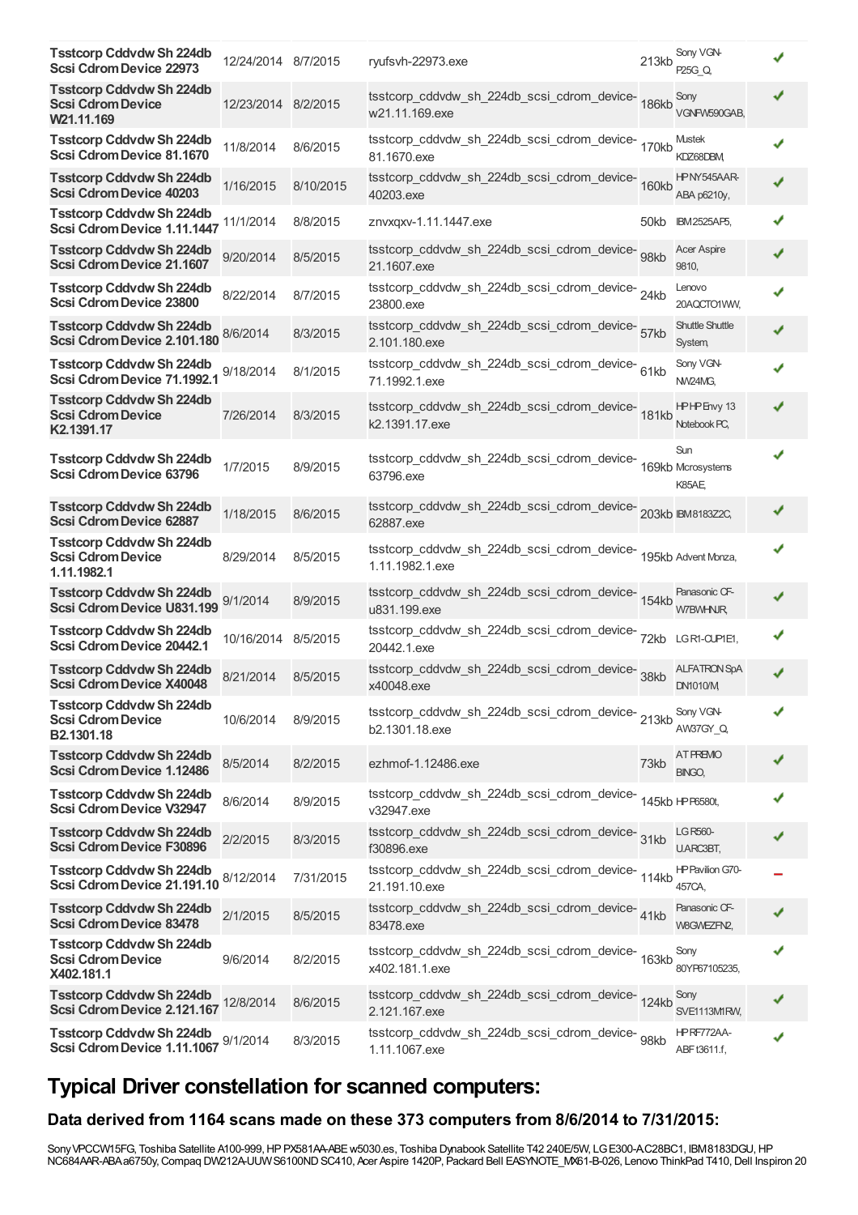| | | | | | | |
|---|---|---|---|---|---|---|
| **Tsstcorp Cddvdw Sh 224db Scsi Cdrom Device 22973** | 12/24/2014 | 8/7/2015 | ryufsvh-22973.exe | 213kb | Sony VGN-P25G_Q, | ✔ |
| **Tsstcorp Cddvdw Sh 224db Scsi Cdrom Device W21.11.169** | 12/23/2014 | 8/2/2015 | tsstcorp_cddvdw_sh_224db_scsi_cdrom_device-w21.11.169.exe | 186kb | Sony VGNFW590GAB, | ✔ |
| **Tsstcorp Cddvdw Sh 224db Scsi Cdrom Device 81.1670** | 11/8/2014 | 8/6/2015 | tsstcorp_cddvdw_sh_224db_scsi_cdrom_device-81.1670.exe | 170kb | Mustek KDZ68DBM, | ✔ |
| **Tsstcorp Cddvdw Sh 224db Scsi Cdrom Device 40203** | 1/16/2015 | 8/10/2015 | tsstcorp_cddvdw_sh_224db_scsi_cdrom_device-40203.exe | 160kb | HP NY545AAR-ABA p6210y, | ✔ |
| **Tsstcorp Cddvdw Sh 224db Scsi Cdrom Device 1.11.1447** | 11/1/2014 | 8/8/2015 | znvxqxv-1.11.1447.exe | 50kb | IBM 2525AP5, | ✔ |
| **Tsstcorp Cddvdw Sh 224db Scsi Cdrom Device 21.1607** | 9/20/2014 | 8/5/2015 | tsstcorp_cddvdw_sh_224db_scsi_cdrom_device-21.1607.exe | 98kb | Acer Aspire 9810, | ✔ |
| **Tsstcorp Cddvdw Sh 224db Scsi Cdrom Device 23800** | 8/22/2014 | 8/7/2015 | tsstcorp_cddvdw_sh_224db_scsi_cdrom_device-23800.exe | 24kb | Lenovo 20AQCTO1WW, | ✔ |
| **Tsstcorp Cddvdw Sh 224db Scsi Cdrom Device 2.101.180** | 8/6/2014 | 8/3/2015 | tsstcorp_cddvdw_sh_224db_scsi_cdrom_device-2.101.180.exe | 57kb | Shuttle Shuttle System, | ✔ |
| **Tsstcorp Cddvdw Sh 224db Scsi Cdrom Device 71.1992.1** | 9/18/2014 | 8/1/2015 | tsstcorp_cddvdw_sh_224db_scsi_cdrom_device-71.1992.1.exe | 61kb | Sony VGN-NW24MG, | ✔ |
| **Tsstcorp Cddvdw Sh 224db Scsi Cdrom Device K2.1391.17** | 7/26/2014 | 8/3/2015 | tsstcorp_cddvdw_sh_224db_scsi_cdrom_device-k2.1391.17.exe | 181kb | HP HP Envy 13 Notebook PC, | ✔ |
| **Tsstcorp Cddvdw Sh 224db Scsi Cdrom Device 63796** | 1/7/2015 | 8/9/2015 | tsstcorp_cddvdw_sh_224db_scsi_cdrom_device-63796.exe | 169kb | Sun Microsystems K85AE, | ✔ |
| **Tsstcorp Cddvdw Sh 224db Scsi Cdrom Device 62887** | 1/18/2015 | 8/6/2015 | tsstcorp_cddvdw_sh_224db_scsi_cdrom_device-62887.exe | 203kb | IBM 8183Z2C, | ✔ |
| **Tsstcorp Cddvdw Sh 224db Scsi Cdrom Device 1.11.1982.1** | 8/29/2014 | 8/5/2015 | tsstcorp_cddvdw_sh_224db_scsi_cdrom_device-1.11.1982.1.exe | 195kb | Advent Monza, | ✔ |
| **Tsstcorp Cddvdw Sh 224db Scsi Cdrom Device U831.199** | 9/1/2014 | 8/9/2015 | tsstcorp_cddvdw_sh_224db_scsi_cdrom_device-u831.199.exe | 154kb | Panasonic CF-W7BWHNJR, | ✔ |
| **Tsstcorp Cddvdw Sh 224db Scsi Cdrom Device 20442.1** | 10/16/2014 | 8/5/2015 | tsstcorp_cddvdw_sh_224db_scsi_cdrom_device-20442.1.exe | 72kb | LG R1-CUP1E1, | ✔ |
| **Tsstcorp Cddvdw Sh 224db Scsi Cdrom Device X40048** | 8/21/2014 | 8/5/2015 | tsstcorp_cddvdw_sh_224db_scsi_cdrom_device-x40048.exe | 38kb | ALFATRON SpA DN1010/M, | ✔ |
| **Tsstcorp Cddvdw Sh 224db Scsi Cdrom Device B2.1301.18** | 10/6/2014 | 8/9/2015 | tsstcorp_cddvdw_sh_224db_scsi_cdrom_device-b2.1301.18.exe | 213kb | Sony VGN-AW37GY_Q, | ✔ |
| **Tsstcorp Cddvdw Sh 224db Scsi Cdrom Device 1.12486** | 8/5/2014 | 8/2/2015 | ezhmof-1.12486.exe | 73kb | AT PREMIO BINGO, | ✔ |
| **Tsstcorp Cddvdw Sh 224db Scsi Cdrom Device V32947** | 8/6/2014 | 8/9/2015 | tsstcorp_cddvdw_sh_224db_scsi_cdrom_device-v32947.exe | 145kb | HP P6580t, | ✔ |
| **Tsstcorp Cddvdw Sh 224db Scsi Cdrom Device F30896** | 2/2/2015 | 8/3/2015 | tsstcorp_cddvdw_sh_224db_scsi_cdrom_device-f30896.exe | 31kb | LG R560-UARC3BT, | ✔ |
| **Tsstcorp Cddvdw Sh 224db Scsi Cdrom Device 21.191.10** | 8/12/2014 | 7/31/2015 | tsstcorp_cddvdw_sh_224db_scsi_cdrom_device-21.191.10.exe | 114kb | HP Pavilion G70-457CA, | − |
| **Tsstcorp Cddvdw Sh 224db Scsi Cdrom Device 83478** | 2/1/2015 | 8/5/2015 | tsstcorp_cddvdw_sh_224db_scsi_cdrom_device-83478.exe | 41kb | Panasonic CF-W8GWEZFN2, | ✔ |
| **Tsstcorp Cddvdw Sh 224db Scsi Cdrom Device X402.181.1** | 9/6/2014 | 8/2/2015 | tsstcorp_cddvdw_sh_224db_scsi_cdrom_device-x402.181.1.exe | 163kb | Sony 80YP67105235, | ✔ |
| **Tsstcorp Cddvdw Sh 224db Scsi Cdrom Device 2.121.167** | 12/8/2014 | 8/6/2015 | tsstcorp_cddvdw_sh_224db_scsi_cdrom_device-2.121.167.exe | 124kb | Sony SVE1113M1RW, | ✔ |
| **Tsstcorp Cddvdw Sh 224db Scsi Cdrom Device 1.11.1067** | 9/1/2014 | 8/3/2015 | tsstcorp_cddvdw_sh_224db_scsi_cdrom_device-1.11.1067.exe | 98kb | HP RF772AA-ABF t3611.f, | ✔ |

## Typical Driver constellation for scanned computers:

### Data derived from 1164 scans made on these 373 computers from 8/6/2014 to 7/31/2015:

Sony VPCCW15FG, Toshiba Satellite A100-999, HP PX581AA-ABE w5030.es, Toshiba Dynabook Satellite T42 240E/5W, LG E300-A.C28BC1, IBM 8183DGU, HP NC684AAR-ABA a6750y, Compaq DW212A-UUW S6100ND SC410, Acer Aspire 1420P, Packard Bell EASYNOTE_MX61-B-026, Lenovo ThinkPad T410, Dell Inspiron 20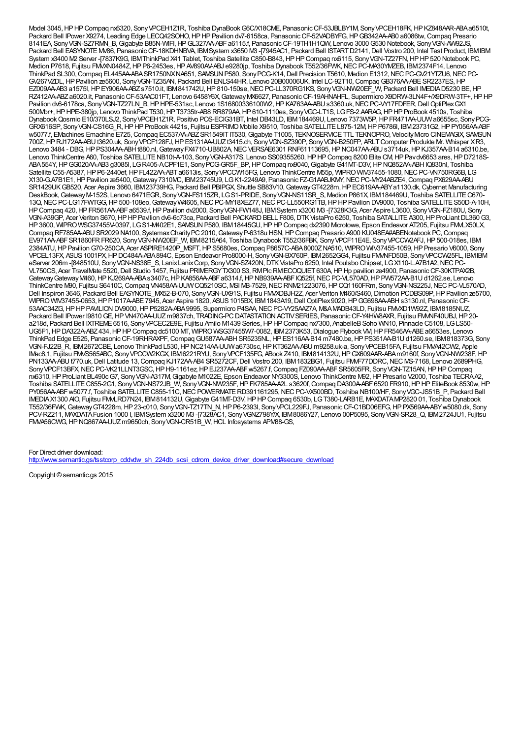Model 3045, HP HP Compaq nx6320, Sony VPCEH1Z1R, Toshiba DynaBook G6C/X18CME, Panasonic CF-53JBLBY1M, Sony VPCEH18FK, HP KZ848AAR-ABA a6510t, Packard Bell IPower X9274, Leading Edge LECQ42SOHO, HP HP Pavilion dv7-6158ca, Panasonic CF-52VADBYFG, HP GB342AA-AB0 a6086tw, Compaq Presario 8141EA, Sony VGN-SZ7RMN_B, Gigabyte B85N-WIFI, HP GL327AA-ABF a6115.f, Panasonic CF-19TH1H1QW, Lenovo 3000 G530 Notebook, Sony VGN-AW92JS, Packard Bell EASYNOTE MV86, Panasonic CF-18KDHNBVA, IBM System x3650 M3 -[7945AC1, Packard Bell ISTART D2141, Dell Vostro 200, Intel Test Product, IBM IBM System x3400 M2 Server -[7837K9G, IBM ThinkPad X41 Tablet, Toshiba Satellite C850-B843, HP HP Compaq nx6115, Sony VGN-TZ27FN, HP HP 520 Notebook PC, Medion P7618, Fujitsu FMVXN0484Z, HP P6-2453es, HP AV890AV-ABJ e9280jp, Toshiba Dynabook T552/36FWK, NEC PC-MA30YMZEB, IBM 2374F14, Lenovo ThinkPad SL300, Compaq EL445AA-ABA SR1750NX NA651, SAMSUN P580, Sony PCG-K14, Dell Precision T5610, Medion E1312, NEC PC-GV21YTZU6, NEC PC-GV267VZDL, HP Pavilion ze5600, Sony VGN-TZ35AN, Packard Bell ENLS44HR, Lenovo 20B00006UK, Intel LC-92T10, Compaq GB376AA-ABE SR2237ES, HP EZ009AA-AB3 a1575l, HP EY906AA-ABZ s7510.it, IBM 841742U, HP 810-150se, NEC PC-LL370RG1KS, Sony VGN-NW20EF_W, Packard Bell IMEDIA D5230 BE, HP RZ412AA-ABZ a6020.it, Panasonic CF-53AAC01FT, Lenovo 6458Y6X, Gateway MX6627, Panasonic CF-19AHNAHFL, Supermicro X9DRW-3LN4F+/X9DRW-3TF+, HP HP Pavilion dv6-6178ca, Sony VGN-TZ27LN_B, HP HPE-531sc, Lenovo 1S16800336100W2, HP KA763AA-ABU s3360.uk, NEC PC-VY17FDFER, Dell OptiPlex GX1 500Mbr+, HP HPE-380jp, Lenovo ThinkPad T530, HP T3735tr-AB8 RR879AA, HP 610-1110es, Sony VGC-LT1S, LG FS-2.AARAG, HP HP ProBook 4510s, Toshiba Dynabook Qosmio E10/370LSJ2, Sony VPCEH1Z1R, Positivo POS-ECIG31BT, Intel DB43LD, IBM 184469U, Lenovo 7373W5P, HP FR471AA-UUW a6655sc, Sony PCG-GRX616SP, Sony VGN-CS16G_R, HP HP ProBook 4421s, Fujitsu ESPRIMO Mobile X9510, Toshiba SATELLITE L875-12M, HP P6786l, IBM 23731G2, HP PY056AA-ABF w5077.f, EMachines Emachine E725, Compaq EC537AA-ABZ SR1549IT IT530, Gigabyte T1005, TEKNOSERVICE TTL TEKNOPRO, Velocity Micro CINEMAGIX, SAMSUN 700Z, HP RJ172AA-ABU t3620.uk, Sony VPCF128FJ, HP ES131AA-UUZ t3415.ch, Sony VGN-SZ390P, Sony VGN-B250FP, ARLT Computer Produkte Mr. Whisper X R3, Lenovo 3484 - DBG, HP PS304AA-ABH t880.nl, Gateway FX4710-UB802A, NEC VERSAE6301 RNF61113695, HP NC047AA-ABU s3714uk, HP KJ357AA-B14 a6310.be, Lenovo ThinkCentre A60, Toshiba SATELLITE NB10t-A-103, Sony VGN-A317S, Lenovo SS09355260, HP HP Compaq 8200 Elite CM, HP Pav dv6653 ares, HP D7218S-ABA 554Y, HP GG020AA-AB3 g3085l, LG R405-A.CPF1E1, Sony PCG-GR5F_BP, HP Compaq nx9040, Gigabyte G41MT-D3V, HP NQ852AA-ABH IQ830nl, Toshiba Satellite C55-A5387, HP P6-2440ef, HP FL422AA-ABT a6613is, Sony VPCCW15FG, Lenovo ThinkCentre M55p, WIPRO WIV37455-1080, NEC PC-VN750RG6B, LG X130-G.A7B1E1, HP Pavilion ze5400, Gateway 7310MC, IBM 23745U9, LG K1-2249A9, Panasonic FZ-G1AABJKMY, NEC PC-MY24ABZE4, Compaq PX629AA-ABU SR1429UK GB520, Acer Aspire 3660, IBM 23739HG, Packard Bell PBIPGX, Shuttle SB83V10, Gateway GT4228m, HP EC619AA-ABY a1130.dk, Cybernet Manufacturing DeskBook, Gateway M-152S, Lenovo 6471EGR, Sony VGN-FS115ZR, LG S1-PRIDE, Sony VGN-NS11SR_S, Medion P861X, IBM 184469U, Toshiba SATELLITE C670-13Q, NEC PC-LG17FWTGG, HP 500-108eo, Gateway W4605, NEC PC-MY18XEZ77, NEC PC-LL550RG1TB, HP HP Pavilion DV9000, Toshiba SATELLITE S50D-A-10H, HP Compaq 420, HP FR561AA-ABF a6539.f, HP Pavilion dv2000, Sony VGN-FW148J, IBM System x3200 M3 -[7328K3G, Acer Aspire L3600, Sony VGN-FZ180U, Sony VGN-A39GP, Acer Veriton S670, HP HP Pavilion dv6-6c73ca, Packard Bell PACKARD BELL F806, DTK VistaPro 6250, Toshiba SATALLITE A300, HP ProLiant DL360 G3, HP 3600, WIPRO WSG37455V-0397, LG S1-M402E1, SAMSUN P580, IBM 18445GU, HP HP Compaq dx2390 Microtowe, Epson Endeavor AT205, Fujitsu FMVLX50LX, Compaq RF785AA-ABU SR2029 NA100, Systemax Charity PC 2010, Gateway P-6318u HSN, HP Compaq Presario A900 KU048EA#ABENotebook PC, Compaq EV971AA-ABF SR1860FR FR620, Sony VGN-NW20EF_W, IBM 8215A64, Toshiba Dynabook T552/36FBK, Sony VPCF11E4E, Sony VPCCW2AFJ, HP 500-018es, IBM 2384ATU, HP Pavilion G70-250CA, Acer ASPIRE1420P_MSFT, HP S5680es, Compaq P8657C-ABA 8000Z NA510, WIPRO WIV37455-1059, HP Presario V6000, Sony VPCEL13FX, ASUS 1001PX, HP DC484A-ABA 894C, Epson Endeavor Pro8000-H, Sony VGN-BX760P, IBM 2652GG4, Fujitsu FMVNFD50B, Sony VPCCW25FL, IBM IBM eServer 206m -[848510U, Sony VGN-NS38E_S, Lanix Lanix Corp, Sony VGN-SZ420N, DTK VistaPro 6250, Intel Poulsbo Chipset, LG X110-L.A7B1A2, NEC PC-VL750CS, Acer TravelMate 5520, Dell Studio 1457, Fujitsu PRIMERGY TX300 S3, RM Plc RM ECOQUIET 630A, HP Hp pavilion ze4900, Panasonic CF-30KTPAX2B, Gateway Gateway M460, HP KJ269AA-ABA s3407c, HP KA856AA-ABF a6314.f, HP NB939AA-ABF IQ525f, NEC PC-VL570AD, HP PW572AA-B1U d1262.se, Lenovo ThinkCentre M90, Fujitsu S6410C, Compaq VN458AA-UUW CQ5210SC, MSI MS-7529, NEC RNM21223076, HP CQ1160FRm, Sony VGN-NS225J, NEC PC-VL570AD, Dell Inspiron 3646, Packard Bell EASYNOTE_MX52-B-070, Sony VGN-UX91S, Fujitsu FMVXDBJH2Z, Acer Veriton M460/S460, Dimotion PCDBS09P, HP Pavilion ze5700, WIPRO WIV37455-0653, HP P1017A-ABE 7945, Acer Aspire 1820, ASUS 1015BX, IBM 1843A19, Dell OptiPlex 9020, HP GG698AA-ABH s3130.nl, Panasonic CF-53AAC34ZG, HP HP PAVILION DV9000, HP P5282A-ABA 9995, Supermicro P4SAA, NEC PC-VY25AAZ7A, M&A MADB43LD, Fujitsu FMVXD1W92Z, IBM 8185NUZ, Packard Bell IPower I9810 GE, HP VN470AA-UUZ m9837ch, TRADING-PC DATASTATION ACTIV SERIES, Panasonic CF-Y4HW8AXR, Fujitsu FMVNF40UBJ, HP 20-a218d, Packard Bell IXTREME 6516, Sony VPCEC2E9E, Fujitsu Amilo M1439 Series, HP HP Compaq nx7300, AnabelleB Soho WN10, Pinnacle C5108, LG LS50-UG5F1, HP DA322A-ABZ 434, HP HP Compaq dc5100 MT, WIPRO WSG37455W7-0082, IBM 2373K53, Dialogue Flybook VM, HP FR546AA-ABE a6653es, Lenovo ThinkPad Edge E525, Panasonic CF-19RHRAXPF, Compaq GU587AA-ABH SR5235NL, HP ES116AA-B14 m7480.be, HP PS351AA-B1U d1260.se, IBM 818373G, Sony VGN-FJ22B_R, IBM 2672CBE, Lenovo ThinkPad L530, HP NC214AA-UUW a6730sc, HP KT362AA-ABU m9258.uk-a, Sony VPCEB15FA, Fujitsu FMVA42CW2, Apple IMac8,1, Fujitsu FMVS565ABC, Sony VPCCW2KGX, IBM 6221RYU, Sony VPCF135FG, ABook Z410, IBM 814132U, HP GX609AAR-ABA m9160f, Sony VGN-NW238F, HP PN133AA-ABU t770.uk, Dell Latitude 13, Compaq KJ172AA-AB4 SR5272CF, Dell Vostro 200, IBM 1832BG1, Fujitsu FMVF77DDRC, NEC MS-7168, Lenovo 2689PHG, Sony VPCF13BFX, NEC PC-VK21LLNT3GSC, HP H9-1161ez, HP EJ237AA-ABF w5267.f, Compaq FZ090AA-ABF SR5605FR, Sony VGN-TZ15AN, HP HP Compaq nx6310, HP ProLiant BL490c G7, Sony VGN-A317M, Gigabyte M1022E, Epson Endeavor NY3300S, Lenovo ThinkCentre M92, HP Presario V2000, Toshiba TECRA A2, Toshiba SATELLITE C855-2G1, Sony VGN-NS72JB_W, Sony VGN-NW235F, HP FK785AA-A2L s3620f, Compaq DA300A-ABF 6520 FR910, HP HP EliteBook 8530w, HP PY056AA-ABF w5077.f, Toshiba SATELLITE C855-11C, NEC POWERMATE RD391161295, NEC PC-VX500BD, Toshiba NB100/HF, Sony VGC-JS51B_P, Packard Bell IMEDIA X1300 AIO, Fujitsu FMVLRD7N24, IBM 814132U, Gigabyte G41MT-D3V, HP HP Compaq 6530b, LG T380-LARB1E, MAXDATA MP2820 01, Toshiba Dynabook T552/36FWK, Gateway GT4228m, HP 23-c010, Sony VGN-TZ17TN_N, HP P6-2393l, Sony VPCL229FJ, Panasonic CF-C1BD06EFG, HP PX569AA-ABY w5080.dk, Sony PCV-RZ211, MAXDATA Fusion 1000 I, IBM System x3200 M3 -[7328AC1, Sony VGNZ798Y/X, IBM 8086Y27, Lenovo 00P5095, Sony VGN-SR28_Q, IBM 2724JU1, Fujitsu FMVA56CWG, HP NQ867AA-UUZ m9650ch, Sony VGN-CR51B_W, HCL Infosystems APM88-GS,

For Direct driver download:
[http://www.semantic.gs/tsstcorp_cddvdw_sh_224db_scsi_cdrom_device_driver_download#secure_download](http://www.semantic.gs/tsstcorp_cddvdw_sh_224db_scsi_cdrom_device_driver_download#secure_download)

Copyright © semantic.gs 2015